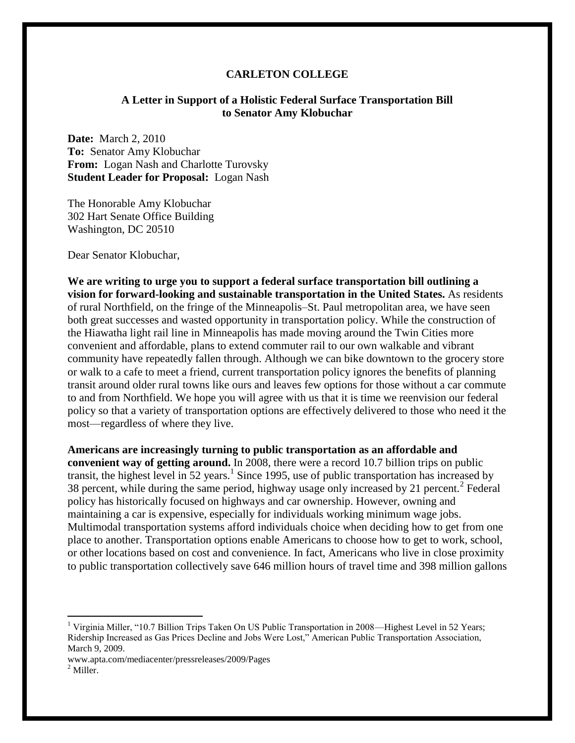**CARLETON COLLEGE**

**A Letter in Support of a Holistic Federal Surface Transportation Bill to Senator Amy Klobuchar**

**Date:** March 2, 2010
**To:** Senator Amy Klobuchar
**From:** Logan Nash and Charlotte Turovsky
**Student Leader for Proposal:** Logan Nash

The Honorable Amy Klobuchar
302 Hart Senate Office Building
Washington, DC 20510

Dear Senator Klobuchar,

**We are writing to urge you to support a federal surface transportation bill outlining a vision for forward-looking and sustainable transportation in the United States.** As residents of rural Northfield, on the fringe of the Minneapolis–St. Paul metropolitan area, we have seen both great successes and wasted opportunity in transportation policy. While the construction of the Hiawatha light rail line in Minneapolis has made moving around the Twin Cities more convenient and affordable, plans to extend commuter rail to our own walkable and vibrant community have repeatedly fallen through. Although we can bike downtown to the grocery store or walk to a cafe to meet a friend, current transportation policy ignores the benefits of planning transit around older rural towns like ours and leaves few options for those without a car commute to and from Northfield. We hope you will agree with us that it is time we reenvision our federal policy so that a variety of transportation options are effectively delivered to those who need it the most—regardless of where they live.

**Americans are increasingly turning to public transportation as an affordable and convenient way of getting around.** In 2008, there were a record 10.7 billion trips on public transit, the highest level in 52 years.[1] Since 1995, use of public transportation has increased by 38 percent, while during the same period, highway usage only increased by 21 percent.[2] Federal policy has historically focused on highways and car ownership. However, owning and maintaining a car is expensive, especially for individuals working minimum wage jobs. Multimodal transportation systems afford individuals choice when deciding how to get from one place to another. Transportation options enable Americans to choose how to get to work, school, or other locations based on cost and convenience. In fact, Americans who live in close proximity to public transportation collectively save 646 million hours of travel time and 398 million gallons

---

[1] Virginia Miller, "10.7 Billion Trips Taken On US Public Transportation in 2008—Highest Level in 52 Years; Ridership Increased as Gas Prices Decline and Jobs Were Lost," American Public Transportation Association, March 9, 2009.
www.apta.com/mediacenter/pressreleases/2009/Pages

[2] Miller.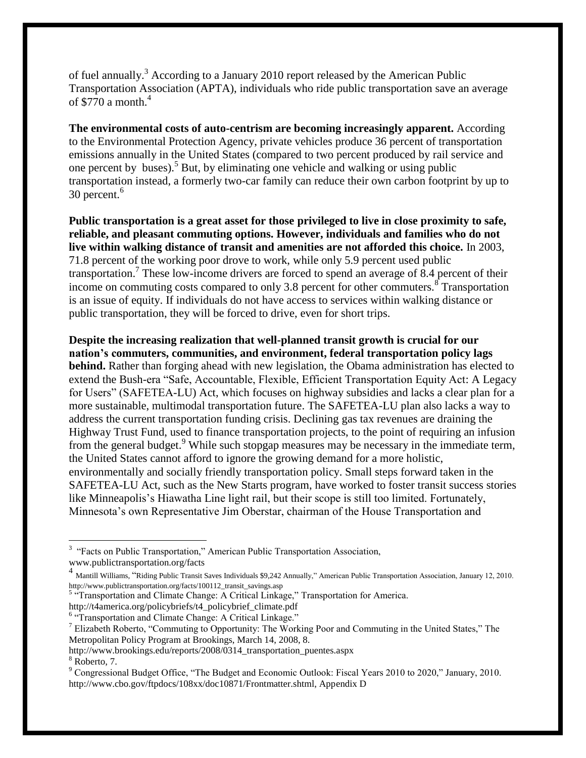of fuel annually.[3] According to a January 2010 report released by the American Public Transportation Association (APTA), individuals who ride public transportation save an average of $770 a month.[4]

**The environmental costs of auto-centrism are becoming increasingly apparent.** According to the Environmental Protection Agency, private vehicles produce 36 percent of transportation emissions annually in the United States (compared to two percent produced by rail service and one percent by buses).[5] But, by eliminating one vehicle and walking or using public transportation instead, a formerly two-car family can reduce their own carbon footprint by up to 30 percent.[6]

**Public transportation is a great asset for those privileged to live in close proximity to safe, reliable, and pleasant commuting options. However, individuals and families who do not live within walking distance of transit and amenities are not afforded this choice.** In 2003, 71.8 percent of the working poor drove to work, while only 5.9 percent used public transportation.[7] These low-income drivers are forced to spend an average of 8.4 percent of their income on commuting costs compared to only 3.8 percent for other commuters.[8] Transportation is an issue of equity. If individuals do not have access to services within walking distance or public transportation, they will be forced to drive, even for short trips.

**Despite the increasing realization that well-planned transit growth is crucial for our nation's commuters, communities, and environment, federal transportation policy lags behind.** Rather than forging ahead with new legislation, the Obama administration has elected to extend the Bush-era "Safe, Accountable, Flexible, Efficient Transportation Equity Act: A Legacy for Users" (SAFETEA-LU) Act, which focuses on highway subsidies and lacks a clear plan for a more sustainable, multimodal transportation future. The SAFETEA-LU plan also lacks a way to address the current transportation funding crisis. Declining gas tax revenues are draining the Highway Trust Fund, used to finance transportation projects, to the point of requiring an infusion from the general budget.[9] While such stopgap measures may be necessary in the immediate term, the United States cannot afford to ignore the growing demand for a more holistic, environmentally and socially friendly transportation policy. Small steps forward taken in the SAFETEA-LU Act, such as the New Starts program, have worked to foster transit success stories like Minneapolis's Hiawatha Line light rail, but their scope is still too limited. Fortunately, Minnesota's own Representative Jim Oberstar, chairman of the House Transportation and

---

[3] "Facts on Public Transportation," American Public Transportation Association, www.publictransportation.org/facts

[4] Mantill Williams, "Riding Public Transit Saves Individuals $9,242 Annually," American Public Transportation Association, January 12, 2010. http://www.publictransportation.org/facts/100112_transit_savings.asp

[5] "Transportation and Climate Change: A Critical Linkage," Transportation for America. http://t4america.org/policybriefs/t4_policybrief_climate.pdf

[6] "Transportation and Climate Change: A Critical Linkage."

[7] Elizabeth Roberto, "Commuting to Opportunity: The Working Poor and Commuting in the United States," The Metropolitan Policy Program at Brookings, March 14, 2008, 8. http://www.brookings.edu/reports/2008/0314_transportation_puentes.aspx

[8] Roberto, 7.

[9] Congressional Budget Office, "The Budget and Economic Outlook: Fiscal Years 2010 to 2020," January, 2010. http://www.cbo.gov/ftpdocs/108xx/doc10871/Frontmatter.shtml, Appendix D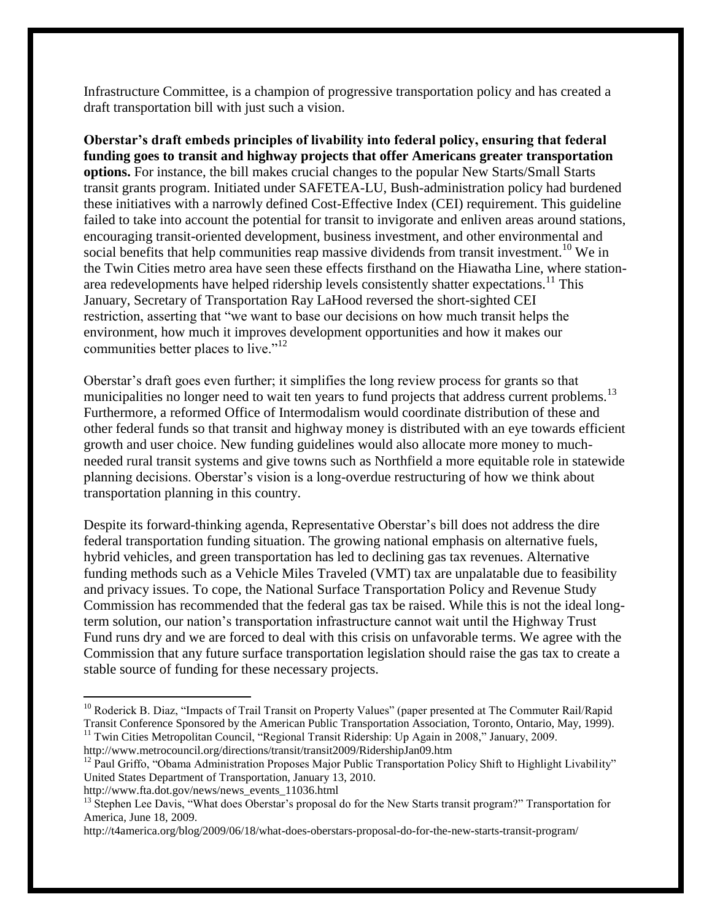Infrastructure Committee, is a champion of progressive transportation policy and has created a draft transportation bill with just such a vision.

**Oberstar's draft embeds principles of livability into federal policy, ensuring that federal funding goes to transit and highway projects that offer Americans greater transportation options.** For instance, the bill makes crucial changes to the popular New Starts/Small Starts transit grants program. Initiated under SAFETEA-LU, Bush-administration policy had burdened these initiatives with a narrowly defined Cost-Effective Index (CEI) requirement. This guideline failed to take into account the potential for transit to invigorate and enliven areas around stations, encouraging transit-oriented development, business investment, and other environmental and social benefits that help communities reap massive dividends from transit investment.[10] We in the Twin Cities metro area have seen these effects firsthand on the Hiawatha Line, where station-area redevelopments have helped ridership levels consistently shatter expectations.[11] This January, Secretary of Transportation Ray LaHood reversed the short-sighted CEI restriction, asserting that "we want to base our decisions on how much transit helps the environment, how much it improves development opportunities and how it makes our communities better places to live."[12]

Oberstar's draft goes even further; it simplifies the long review process for grants so that municipalities no longer need to wait ten years to fund projects that address current problems.[13] Furthermore, a reformed Office of Intermodalism would coordinate distribution of these and other federal funds so that transit and highway money is distributed with an eye towards efficient growth and user choice. New funding guidelines would also allocate more money to much-needed rural transit systems and give towns such as Northfield a more equitable role in statewide planning decisions. Oberstar's vision is a long-overdue restructuring of how we think about transportation planning in this country.

Despite its forward-thinking agenda, Representative Oberstar's bill does not address the dire federal transportation funding situation. The growing national emphasis on alternative fuels, hybrid vehicles, and green transportation has led to declining gas tax revenues. Alternative funding methods such as a Vehicle Miles Traveled (VMT) tax are unpalatable due to feasibility and privacy issues. To cope, the National Surface Transportation Policy and Revenue Study Commission has recommended that the federal gas tax be raised. While this is not the ideal long-term solution, our nation's transportation infrastructure cannot wait until the Highway Trust Fund runs dry and we are forced to deal with this crisis on unfavorable terms. We agree with the Commission that any future surface transportation legislation should raise the gas tax to create a stable source of funding for these necessary projects.

---

[10] Roderick B. Diaz, "Impacts of Trail Transit on Property Values" (paper presented at The Commuter Rail/Rapid Transit Conference Sponsored by the American Public Transportation Association, Toronto, Ontario, May, 1999).

[11] Twin Cities Metropolitan Council, "Regional Transit Ridership: Up Again in 2008," January, 2009. http://www.metrocouncil.org/directions/transit/transit2009/RidershipJan09.htm

[12] Paul Griffo, "Obama Administration Proposes Major Public Transportation Policy Shift to Highlight Livability" United States Department of Transportation, January 13, 2010. http://www.fta.dot.gov/news/news_events_11036.html

[13] Stephen Lee Davis, "What does Oberstar's proposal do for the New Starts transit program?" Transportation for America, June 18, 2009. http://t4america.org/blog/2009/06/18/what-does-oberstars-proposal-do-for-the-new-starts-transit-program/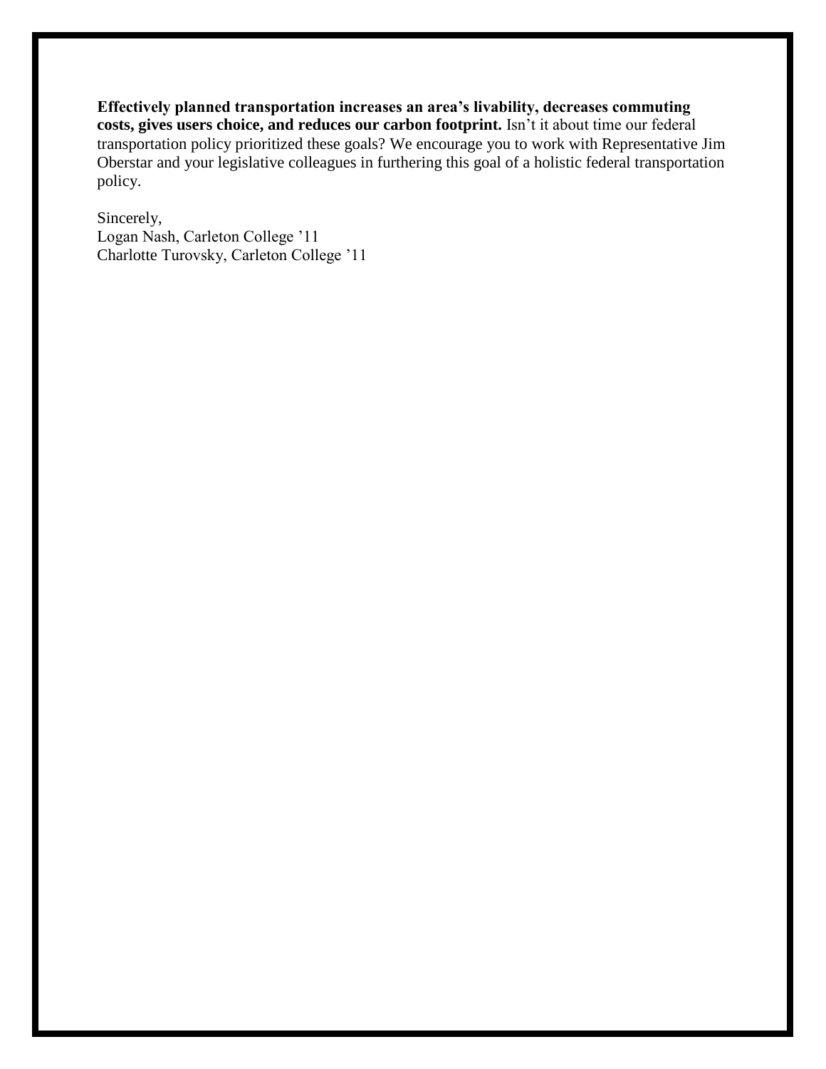**Effectively planned transportation increases an area's livability, decreases commuting costs, gives users choice, and reduces our carbon footprint.** Isn't it about time our federal transportation policy prioritized these goals? We encourage you to work with Representative Jim Oberstar and your legislative colleagues in furthering this goal of a holistic federal transportation policy.

Sincerely,
Logan Nash, Carleton College '11
Charlotte Turovsky, Carleton College '11